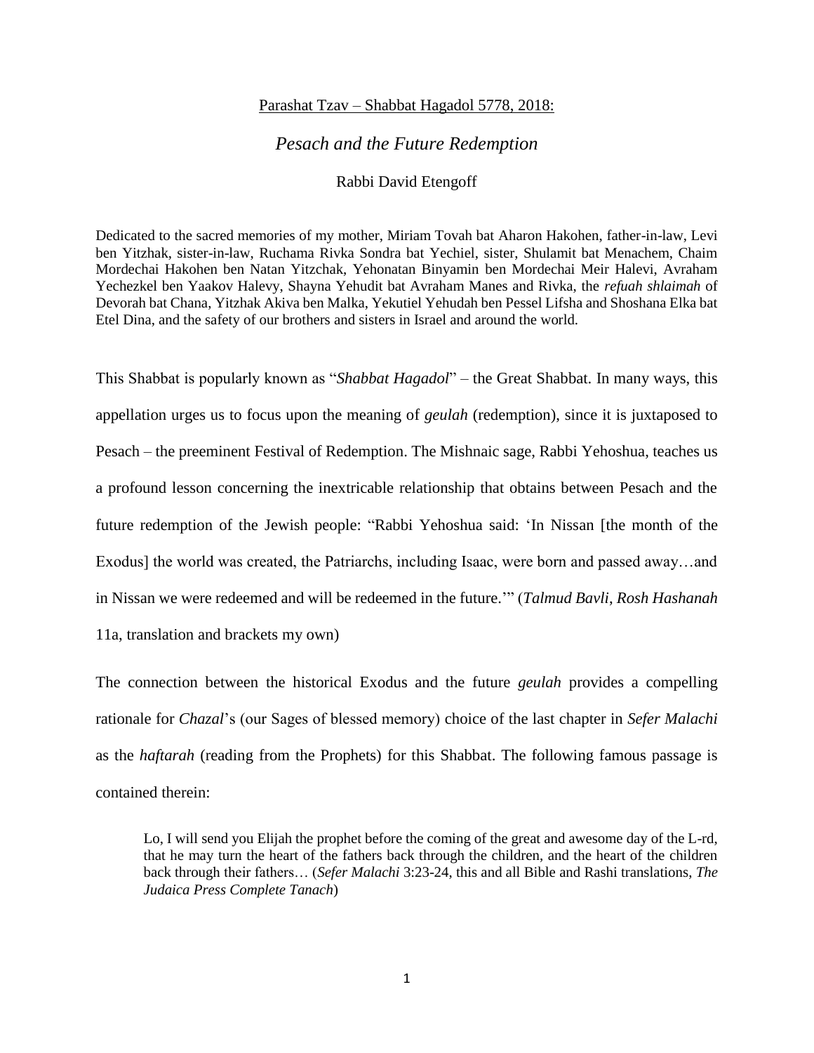Parashat Tzav – Shabbat Hagadol 5778, 2018:

## *Pesach and the Future Redemption*

Rabbi David Etengoff

Dedicated to the sacred memories of my mother, Miriam Tovah bat Aharon Hakohen, father-in-law, Levi ben Yitzhak, sister-in-law, Ruchama Rivka Sondra bat Yechiel, sister, Shulamit bat Menachem, Chaim Mordechai Hakohen ben Natan Yitzchak, Yehonatan Binyamin ben Mordechai Meir Halevi, Avraham Yechezkel ben Yaakov Halevy, Shayna Yehudit bat Avraham Manes and Rivka, the *refuah shlaimah* of Devorah bat Chana, Yitzhak Akiva ben Malka, Yekutiel Yehudah ben Pessel Lifsha and Shoshana Elka bat Etel Dina, and the safety of our brothers and sisters in Israel and around the world.

This Shabbat is popularly known as "*Shabbat Hagadol*" – the Great Shabbat. In many ways, this appellation urges us to focus upon the meaning of *geulah* (redemption), since it is juxtaposed to Pesach – the preeminent Festival of Redemption. The Mishnaic sage, Rabbi Yehoshua, teaches us a profound lesson concerning the inextricable relationship that obtains between Pesach and the future redemption of the Jewish people: "Rabbi Yehoshua said: 'In Nissan [the month of the Exodus] the world was created, the Patriarchs, including Isaac, were born and passed away…and in Nissan we were redeemed and will be redeemed in the future.'" (*Talmud Bavli*, *Rosh Hashanah* 11a, translation and brackets my own)

The connection between the historical Exodus and the future *geulah* provides a compelling rationale for *Chazal*'s (our Sages of blessed memory) choice of the last chapter in *Sefer Malachi* as the *haftarah* (reading from the Prophets) for this Shabbat. The following famous passage is contained therein:

> Lo, I will send you Elijah the prophet before the coming of the great and awesome day of the L-rd, that he may turn the heart of the fathers back through the children, and the heart of the children back through their fathers… (*Sefer Malachi* 3:23-24, this and all Bible and Rashi translations, *The Judaica Press Complete Tanach*)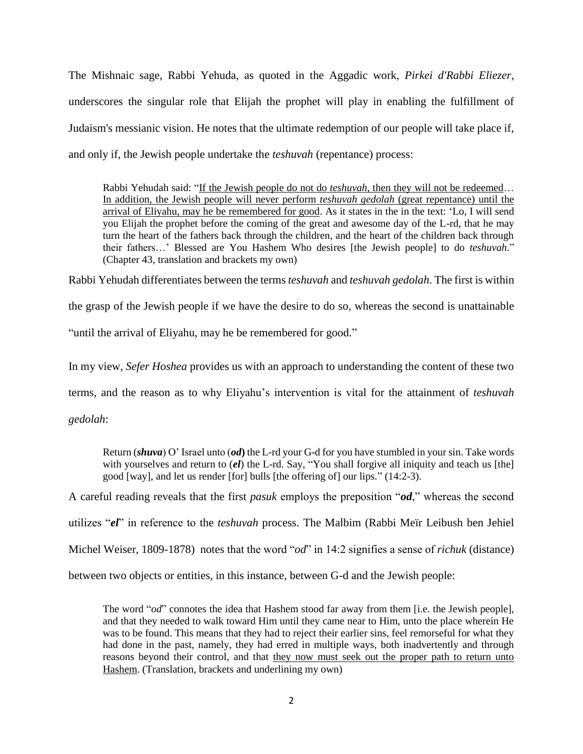The Mishnaic sage, Rabbi Yehuda, as quoted in the Aggadic work, *Pirkei d'Rabbi Eliezer*, underscores the singular role that Elijah the prophet will play in enabling the fulfillment of Judaism's messianic vision. He notes that the ultimate redemption of our people will take place if, and only if, the Jewish people undertake the *teshuvah* (repentance) process:

> Rabbi Yehudah said: "<u>If the Jewish people do not do *teshuvah*, then they will not be redeemed</u>… <u>In addition, the Jewish people will never perform *teshuvah gedolah* (great repentance) until the arrival of Eliyahu, may he be remembered for good</u>. As it states in the in the text: 'Lo, I will send you Elijah the prophet before the coming of the great and awesome day of the L-rd, that he may turn the heart of the fathers back through the children, and the heart of the children back through their fathers…' Blessed are You Hashem Who desires [the Jewish people] to do *teshuvah*." (Chapter 43, translation and brackets my own)

Rabbi Yehudah differentiates between the terms *teshuvah* and *teshuvah gedolah*. The first is within the grasp of the Jewish people if we have the desire to do so, whereas the second is unattainable "until the arrival of Eliyahu, may he be remembered for good."

In my view, *Sefer Hoshea* provides us with an approach to understanding the content of these two terms, and the reason as to why Eliyahu's intervention is vital for the attainment of *teshuvah gedolah*:

> Return (***shuva***) O' Israel unto (***od***) the L-rd your G-d for you have stumbled in your sin. Take words with yourselves and return to (***el***) the L-rd. Say, "You shall forgive all iniquity and teach us [the] good [way], and let us render [for] bulls [the offering of] our lips." (14:2-3).

A careful reading reveals that the first *pasuk* employs the preposition "***od***," whereas the second utilizes "***el***" in reference to the *teshuvah* process. The Malbim (Rabbi Meïr Leibush ben Jehiel Michel Weiser, 1809-1878) notes that the word "*od*" in 14:2 signifies a sense of *richuk* (distance) between two objects or entities, in this instance, between G-d and the Jewish people:

> The word "*od*" connotes the idea that Hashem stood far away from them [i.e. the Jewish people], and that they needed to walk toward Him until they came near to Him, unto the place wherein He was to be found. This means that they had to reject their earlier sins, feel remorseful for what they had done in the past, namely, they had erred in multiple ways, both inadvertently and through reasons beyond their control, and that <u>they now must seek out the proper path to return unto Hashem</u>. (Translation, brackets and underlining my own)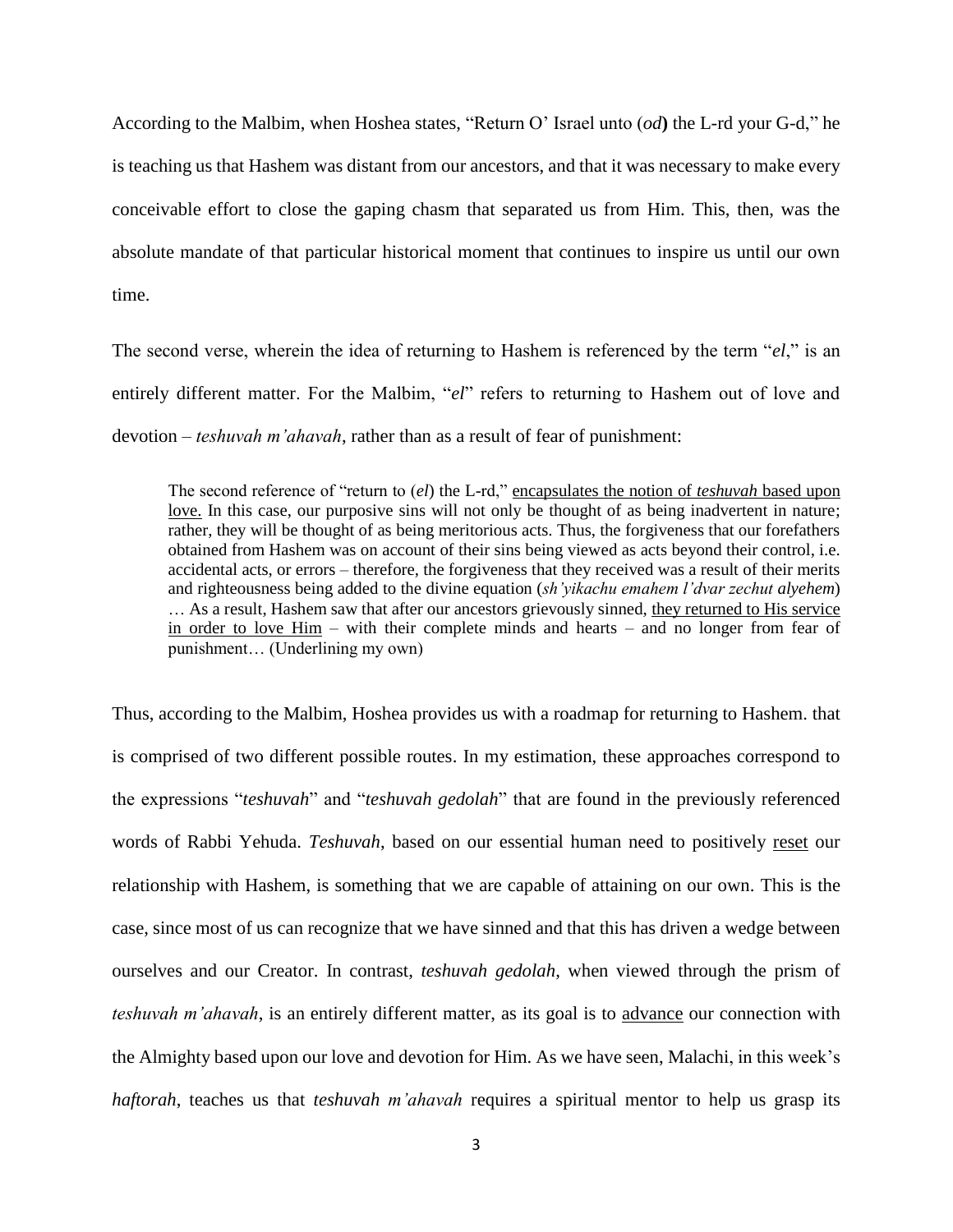According to the Malbim, when Hoshea states, "Return O' Israel unto (*od*) the L-rd your G-d," he is teaching us that Hashem was distant from our ancestors, and that it was necessary to make every conceivable effort to close the gaping chasm that separated us from Him. This, then, was the absolute mandate of that particular historical moment that continues to inspire us until our own time.

The second verse, wherein the idea of returning to Hashem is referenced by the term "*el*," is an entirely different matter. For the Malbim, "*el*" refers to returning to Hashem out of love and devotion – *teshuvah m'ahavah*, rather than as a result of fear of punishment:

> The second reference of "return to (*el*) the L-rd," <u>encapsulates the notion of *teshuvah* based upon love.</u> In this case, our purposive sins will not only be thought of as being inadvertent in nature; rather, they will be thought of as being meritorious acts. Thus, the forgiveness that our forefathers obtained from Hashem was on account of their sins being viewed as acts beyond their control, i.e. accidental acts, or errors – therefore, the forgiveness that they received was a result of their merits and righteousness being added to the divine equation (*sh'yikachu emahem l'dvar zechut alyehem*) … As a result, Hashem saw that after our ancestors grievously sinned, <u>they returned to His service in order to love Him</u> – with their complete minds and hearts – and no longer from fear of punishment… (Underlining my own)

Thus, according to the Malbim, Hoshea provides us with a roadmap for returning to Hashem. that is comprised of two different possible routes. In my estimation, these approaches correspond to the expressions "*teshuvah*" and "*teshuvah gedolah*" that are found in the previously referenced words of Rabbi Yehuda. *Teshuvah*, based on our essential human need to positively <u>reset</u> our relationship with Hashem, is something that we are capable of attaining on our own. This is the case, since most of us can recognize that we have sinned and that this has driven a wedge between ourselves and our Creator. In contrast, *teshuvah gedolah*, when viewed through the prism of *teshuvah m'ahavah*, is an entirely different matter, as its goal is to <u>advance</u> our connection with the Almighty based upon our love and devotion for Him. As we have seen, Malachi, in this week's *haftorah*, teaches us that *teshuvah m'ahavah* requires a spiritual mentor to help us grasp its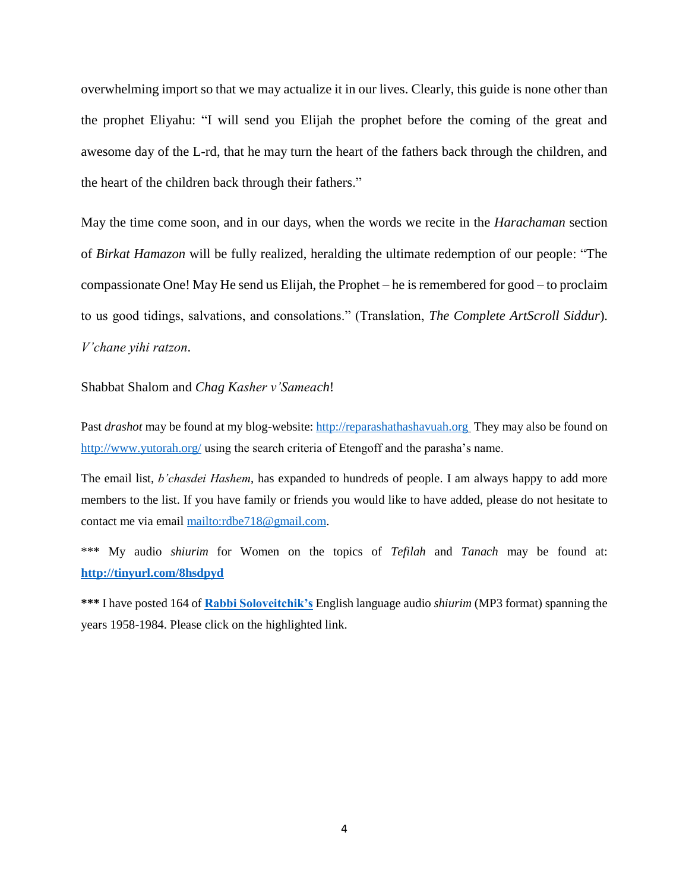overwhelming import so that we may actualize it in our lives. Clearly, this guide is none other than the prophet Eliyahu: "I will send you Elijah the prophet before the coming of the great and awesome day of the L-rd, that he may turn the heart of the fathers back through the children, and the heart of the children back through their fathers."

May the time come soon, and in our days, when the words we recite in the *Harachaman* section of *Birkat Hamazon* will be fully realized, heralding the ultimate redemption of our people: "The compassionate One! May He send us Elijah, the Prophet – he is remembered for good – to proclaim to us good tidings, salvations, and consolations." (Translation, *The Complete ArtScroll Siddur*). *V'chane yihi ratzon*.

Shabbat Shalom and *Chag Kasher v'Sameach*!

Past *drashot* may be found at my blog-website: http://reparashathashavuah.org They may also be found on http://www.yutorah.org/ using the search criteria of Etengoff and the parasha's name.

The email list, *b'chasdei Hashem*, has expanded to hundreds of people. I am always happy to add more members to the list. If you have family or friends you would like to have added, please do not hesitate to contact me via email mailto:rdbe718@gmail.com.

*** My audio *shiurim* for Women on the topics of *Tefilah* and *Tanach* may be found at: **http://tinyurl.com/8hsdpyd**

**\*\*\*** I have posted 164 of **Rabbi Soloveitchik's** English language audio *shiurim* (MP3 format) spanning the years 1958-1984. Please click on the highlighted link.